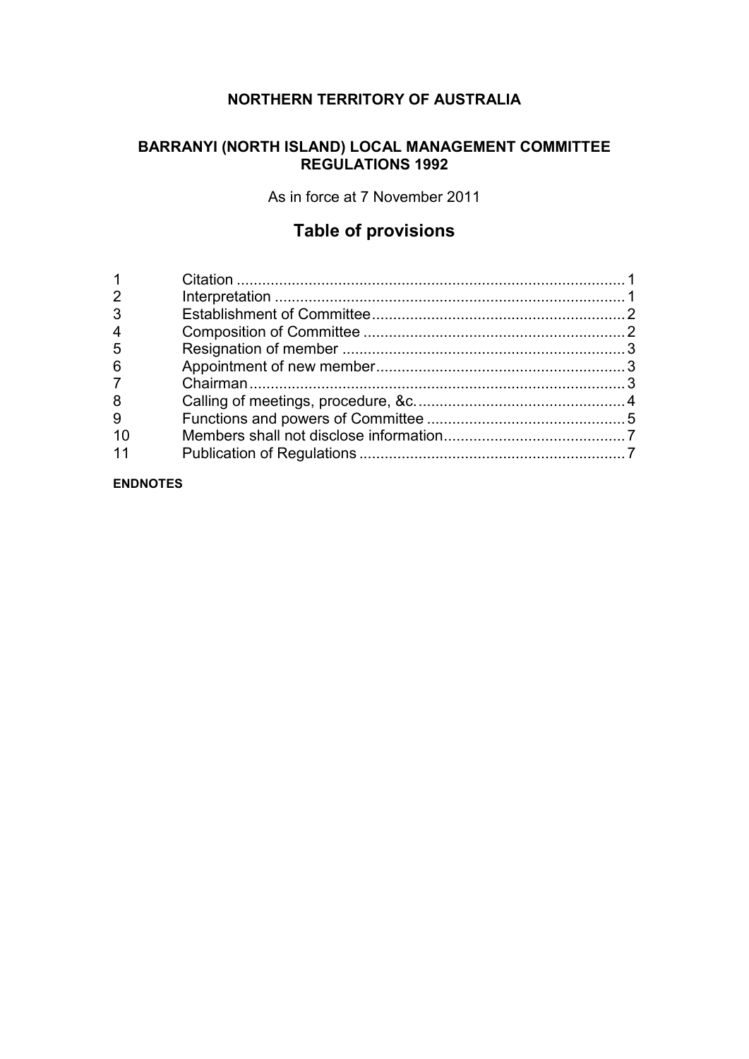**NORTHERN TERRITORY OF AUSTRALIA**

# BARRANYI (NORTH ISLAND) LOCAL MANAGEMENT COMMITTEE REGULATIONS 1992

As in force at 7 November 2011

## Table of provisions

| | | |
|---|---|---|
| 1 | Citation | 1 |
| 2 | Interpretation | 1 |
| 3 | Establishment of Committee | 2 |
| 4 | Composition of Committee | 2 |
| 5 | Resignation of member | 3 |
| 6 | Appointment of new member | 3 |
| 7 | Chairman | 3 |
| 8 | Calling of meetings, procedure, &c. | 4 |
| 9 | Functions and powers of Committee | 5 |
| 10 | Members shall not disclose information | 7 |
| 11 | Publication of Regulations | 7 |

**ENDNOTES**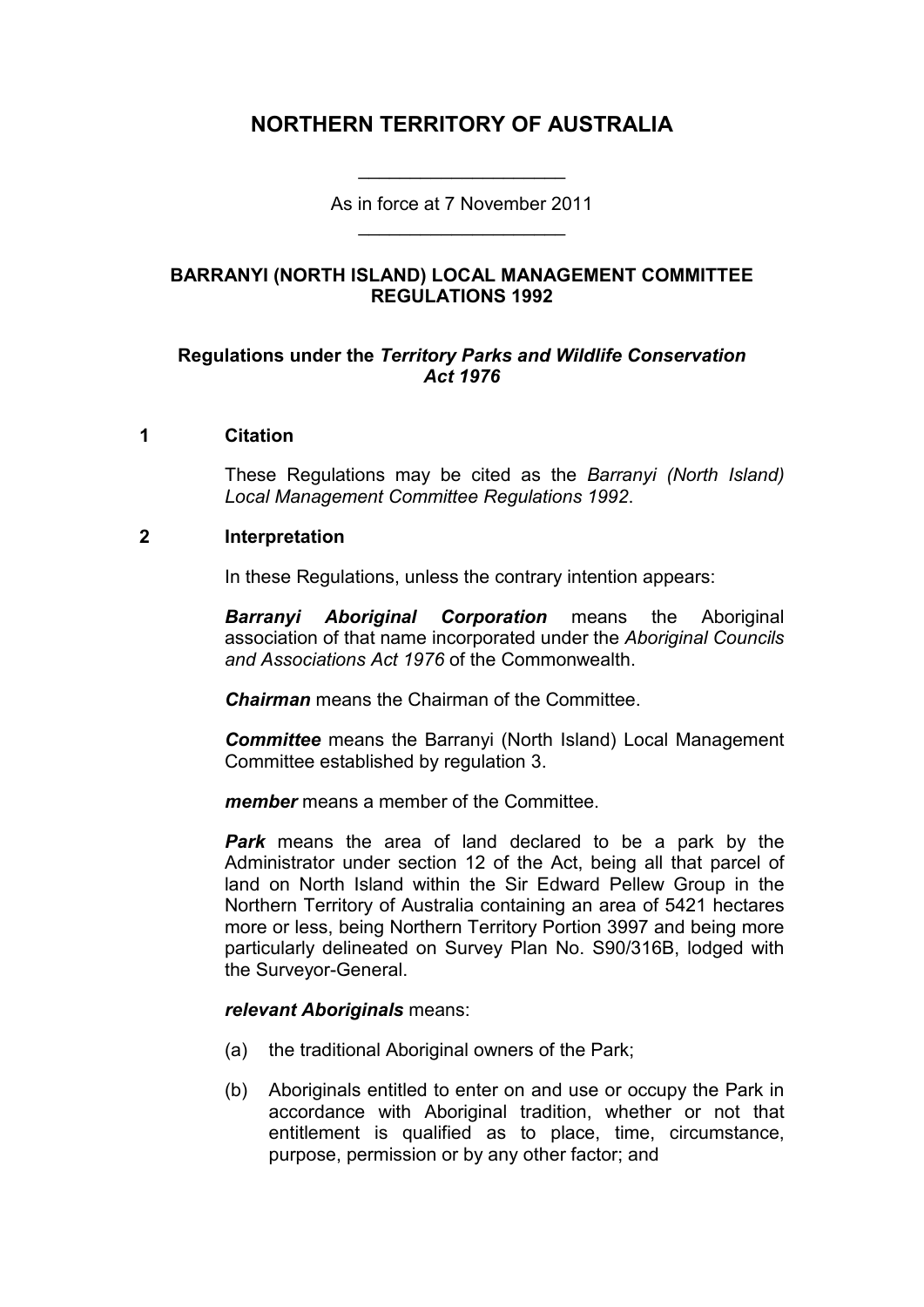# NORTHERN TERRITORY OF AUSTRALIA

As in force at 7 November 2011

## BARRANYI (NORTH ISLAND) LOCAL MANAGEMENT COMMITTEE REGULATIONS 1992

### Regulations under the *Territory Parks and Wildlife Conservation Act 1976*

**1 Citation**

These Regulations may be cited as the *Barranyi (North Island) Local Management Committee Regulations 1992*.

**2 Interpretation**

In these Regulations, unless the contrary intention appears:

***Barranyi Aboriginal Corporation*** means the Aboriginal association of that name incorporated under the *Aboriginal Councils and Associations Act 1976* of the Commonwealth.

***Chairman*** means the Chairman of the Committee.

***Committee*** means the Barranyi (North Island) Local Management Committee established by regulation 3.

***member*** means a member of the Committee.

***Park*** means the area of land declared to be a park by the Administrator under section 12 of the Act, being all that parcel of land on North Island within the Sir Edward Pellew Group in the Northern Territory of Australia containing an area of 5421 hectares more or less, being Northern Territory Portion 3997 and being more particularly delineated on Survey Plan No. S90/316B, lodged with the Surveyor-General.

***relevant Aboriginals*** means:

(a) the traditional Aboriginal owners of the Park;

(b) Aboriginals entitled to enter on and use or occupy the Park in accordance with Aboriginal tradition, whether or not that entitlement is qualified as to place, time, circumstance, purpose, permission or by any other factor; and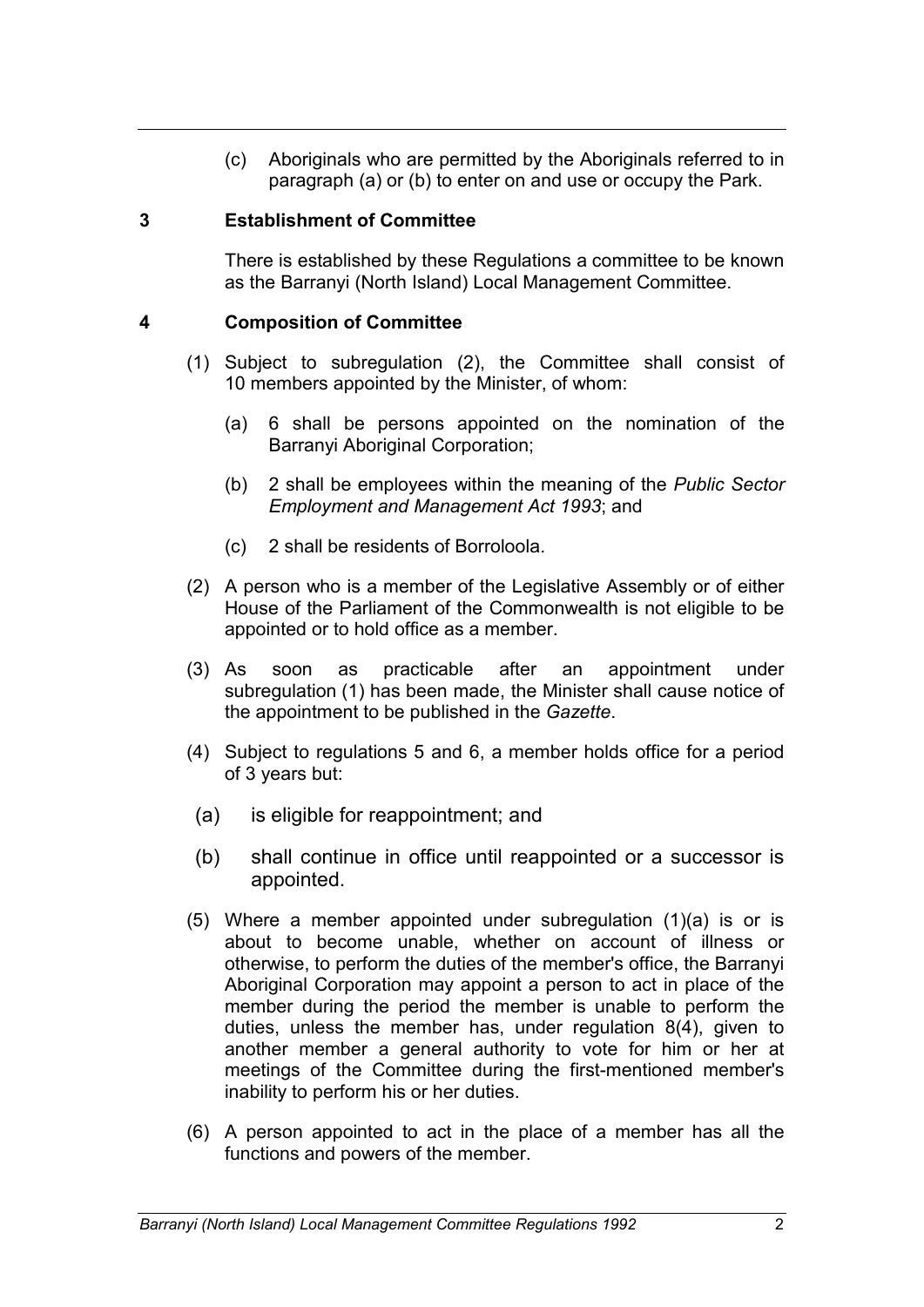(c) Aboriginals who are permitted by the Aboriginals referred to in paragraph (a) or (b) to enter on and use or occupy the Park.

### 3 Establishment of Committee

There is established by these Regulations a committee to be known as the Barranyi (North Island) Local Management Committee.

### 4 Composition of Committee

(1) Subject to subregulation (2), the Committee shall consist of 10 members appointed by the Minister, of whom:

(a) 6 shall be persons appointed on the nomination of the Barranyi Aboriginal Corporation;

(b) 2 shall be employees within the meaning of the *Public Sector Employment and Management Act 1993*; and

(c) 2 shall be residents of Borroloola.

(2) A person who is a member of the Legislative Assembly or of either House of the Parliament of the Commonwealth is not eligible to be appointed or to hold office as a member.

(3) As soon as practicable after an appointment under subregulation (1) has been made, the Minister shall cause notice of the appointment to be published in the *Gazette*.

(4) Subject to regulations 5 and 6, a member holds office for a period of 3 years but:

(a) is eligible for reappointment; and

(b) shall continue in office until reappointed or a successor is appointed.

(5) Where a member appointed under subregulation (1)(a) is or is about to become unable, whether on account of illness or otherwise, to perform the duties of the member's office, the Barranyi Aboriginal Corporation may appoint a person to act in place of the member during the period the member is unable to perform the duties, unless the member has, under regulation 8(4), given to another member a general authority to vote for him or her at meetings of the Committee during the first-mentioned member's inability to perform his or her duties.

(6) A person appointed to act in the place of a member has all the functions and powers of the member.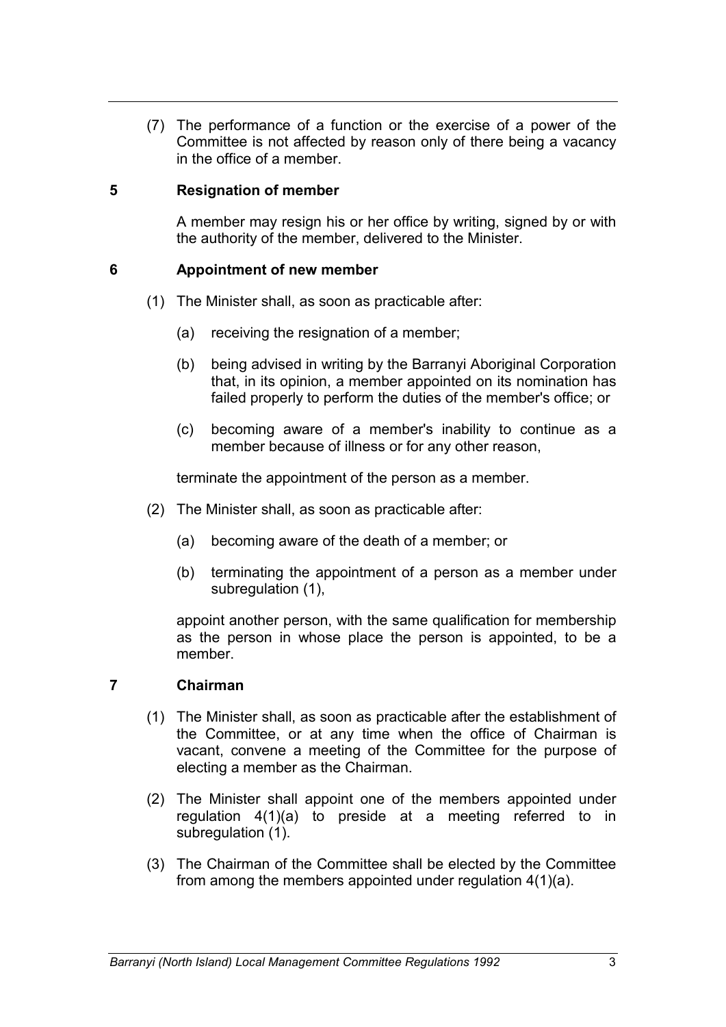(7) The performance of a function or the exercise of a power of the Committee is not affected by reason only of there being a vacancy in the office of a member.

## 5 Resignation of member

A member may resign his or her office by writing, signed by or with the authority of the member, delivered to the Minister.

## 6 Appointment of new member

(1) The Minister shall, as soon as practicable after:

(a) receiving the resignation of a member;

(b) being advised in writing by the Barranyi Aboriginal Corporation that, in its opinion, a member appointed on its nomination has failed properly to perform the duties of the member's office; or

(c) becoming aware of a member's inability to continue as a member because of illness or for any other reason,

terminate the appointment of the person as a member.

(2) The Minister shall, as soon as practicable after:

(a) becoming aware of the death of a member; or

(b) terminating the appointment of a person as a member under subregulation (1),

appoint another person, with the same qualification for membership as the person in whose place the person is appointed, to be a member.

## 7 Chairman

(1) The Minister shall, as soon as practicable after the establishment of the Committee, or at any time when the office of Chairman is vacant, convene a meeting of the Committee for the purpose of electing a member as the Chairman.

(2) The Minister shall appoint one of the members appointed under regulation 4(1)(a) to preside at a meeting referred to in subregulation (1).

(3) The Chairman of the Committee shall be elected by the Committee from among the members appointed under regulation 4(1)(a).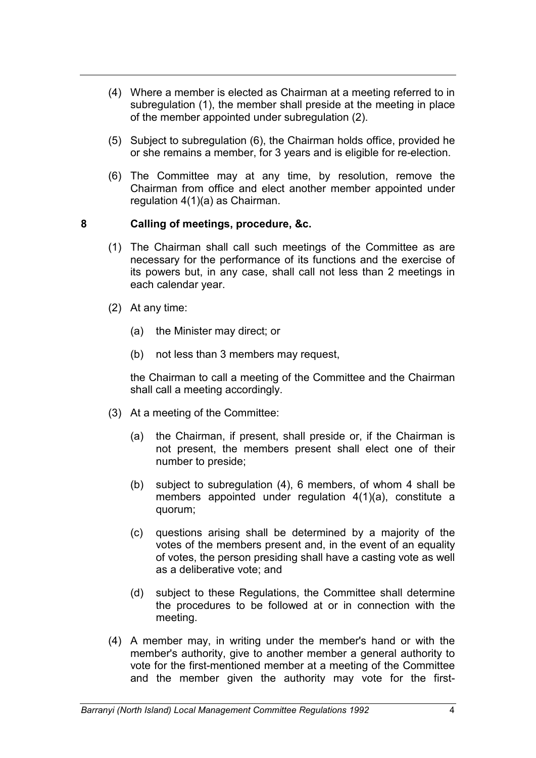(4) Where a member is elected as Chairman at a meeting referred to in subregulation (1), the member shall preside at the meeting in place of the member appointed under subregulation (2).

(5) Subject to subregulation (6), the Chairman holds office, provided he or she remains a member, for 3 years and is eligible for re-election.

(6) The Committee may at any time, by resolution, remove the Chairman from office and elect another member appointed under regulation 4(1)(a) as Chairman.

## 8 Calling of meetings, procedure, &c.

(1) The Chairman shall call such meetings of the Committee as are necessary for the performance of its functions and the exercise of its powers but, in any case, shall call not less than 2 meetings in each calendar year.

(2) At any time:

(a) the Minister may direct; or

(b) not less than 3 members may request,

the Chairman to call a meeting of the Committee and the Chairman shall call a meeting accordingly.

(3) At a meeting of the Committee:

(a) the Chairman, if present, shall preside or, if the Chairman is not present, the members present shall elect one of their number to preside;

(b) subject to subregulation (4), 6 members, of whom 4 shall be members appointed under regulation 4(1)(a), constitute a quorum;

(c) questions arising shall be determined by a majority of the votes of the members present and, in the event of an equality of votes, the person presiding shall have a casting vote as well as a deliberative vote; and

(d) subject to these Regulations, the Committee shall determine the procedures to be followed at or in connection with the meeting.

(4) A member may, in writing under the member's hand or with the member's authority, give to another member a general authority to vote for the first-mentioned member at a meeting of the Committee and the member given the authority may vote for the first-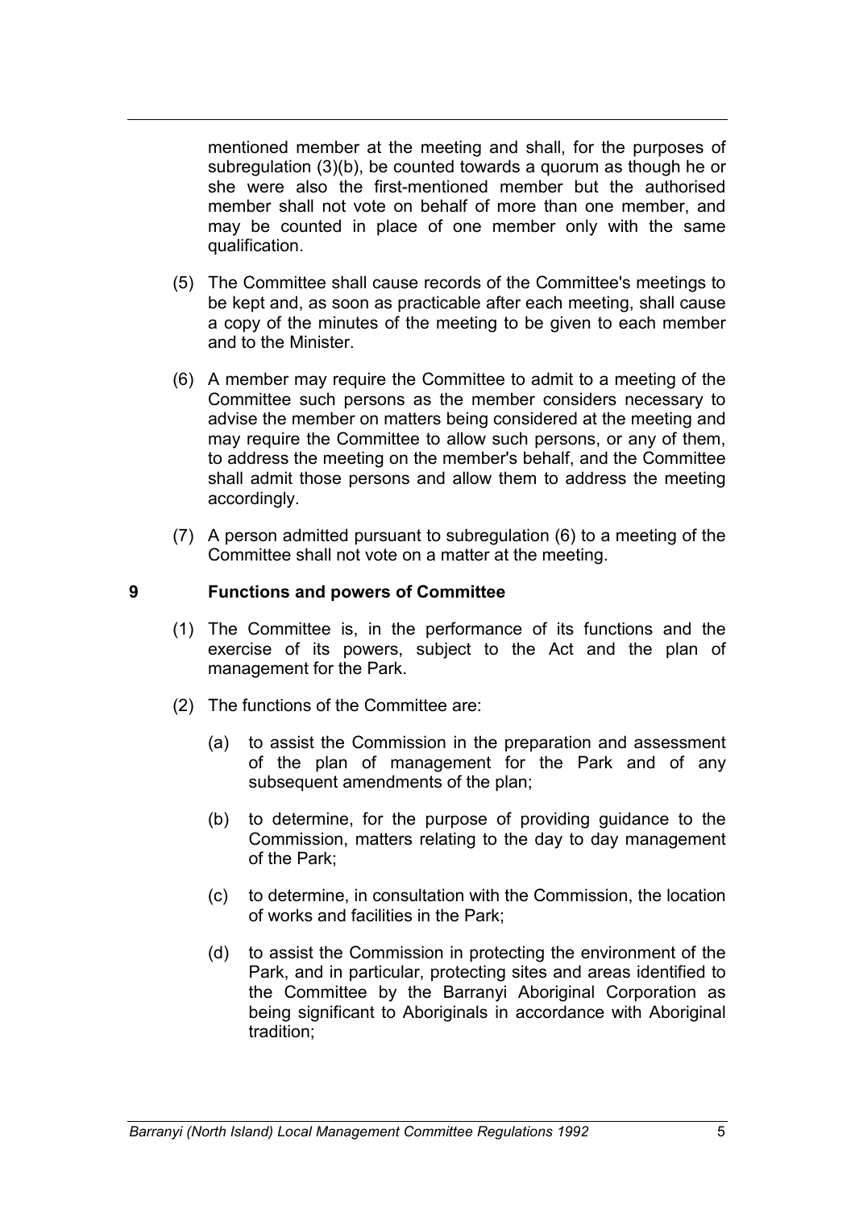mentioned member at the meeting and shall, for the purposes of subregulation (3)(b), be counted towards a quorum as though he or she were also the first-mentioned member but the authorised member shall not vote on behalf of more than one member, and may be counted in place of one member only with the same qualification.

(5) The Committee shall cause records of the Committee's meetings to be kept and, as soon as practicable after each meeting, shall cause a copy of the minutes of the meeting to be given to each member and to the Minister.

(6) A member may require the Committee to admit to a meeting of the Committee such persons as the member considers necessary to advise the member on matters being considered at the meeting and may require the Committee to allow such persons, or any of them, to address the meeting on the member's behalf, and the Committee shall admit those persons and allow them to address the meeting accordingly.

(7) A person admitted pursuant to subregulation (6) to a meeting of the Committee shall not vote on a matter at the meeting.

### 9 Functions and powers of Committee

(1) The Committee is, in the performance of its functions and the exercise of its powers, subject to the Act and the plan of management for the Park.

(2) The functions of the Committee are:

(a) to assist the Commission in the preparation and assessment of the plan of management for the Park and of any subsequent amendments of the plan;

(b) to determine, for the purpose of providing guidance to the Commission, matters relating to the day to day management of the Park;

(c) to determine, in consultation with the Commission, the location of works and facilities in the Park;

(d) to assist the Commission in protecting the environment of the Park, and in particular, protecting sites and areas identified to the Committee by the Barranyi Aboriginal Corporation as being significant to Aboriginals in accordance with Aboriginal tradition;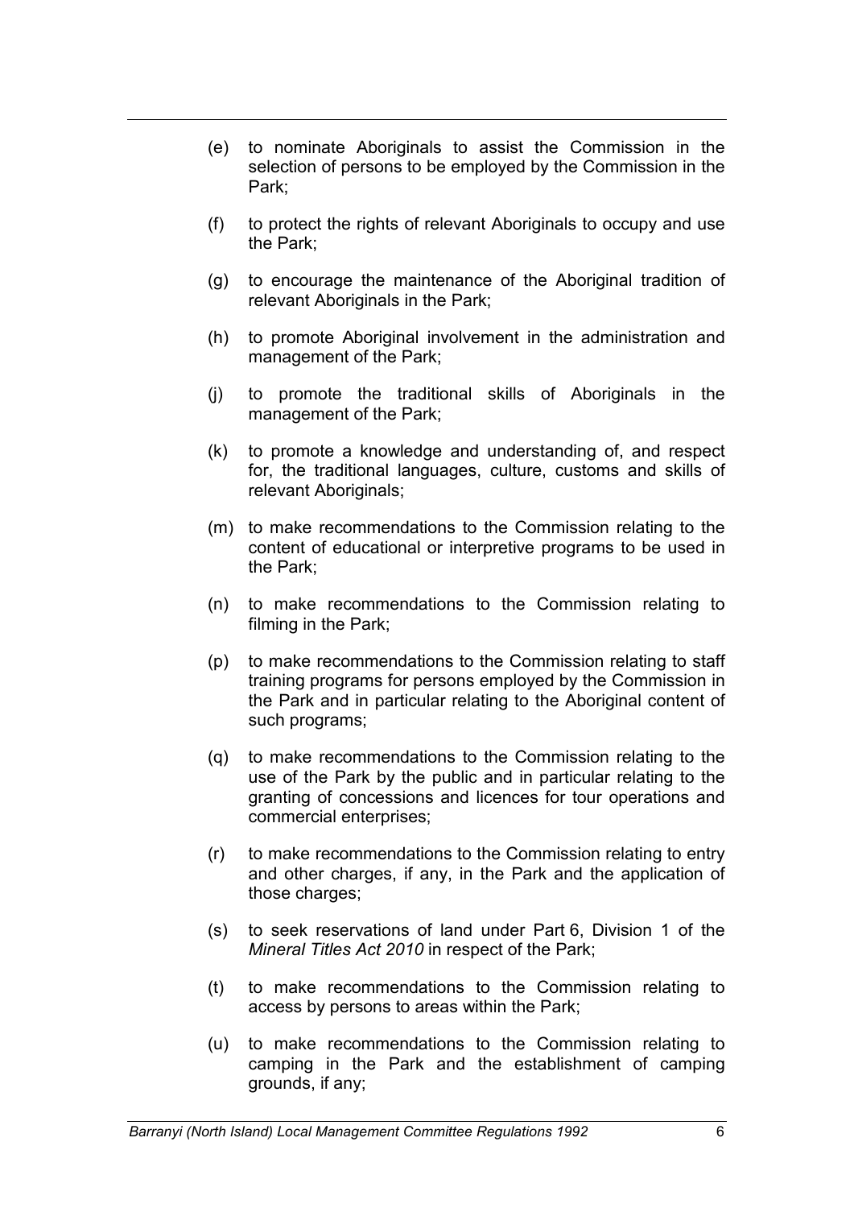(e) to nominate Aboriginals to assist the Commission in the selection of persons to be employed by the Commission in the Park;

(f) to protect the rights of relevant Aboriginals to occupy and use the Park;

(g) to encourage the maintenance of the Aboriginal tradition of relevant Aboriginals in the Park;

(h) to promote Aboriginal involvement in the administration and management of the Park;

(j) to promote the traditional skills of Aboriginals in the management of the Park;

(k) to promote a knowledge and understanding of, and respect for, the traditional languages, culture, customs and skills of relevant Aboriginals;

(m) to make recommendations to the Commission relating to the content of educational or interpretive programs to be used in the Park;

(n) to make recommendations to the Commission relating to filming in the Park;

(p) to make recommendations to the Commission relating to staff training programs for persons employed by the Commission in the Park and in particular relating to the Aboriginal content of such programs;

(q) to make recommendations to the Commission relating to the use of the Park by the public and in particular relating to the granting of concessions and licences for tour operations and commercial enterprises;

(r) to make recommendations to the Commission relating to entry and other charges, if any, in the Park and the application of those charges;

(s) to seek reservations of land under Part 6, Division 1 of the *Mineral Titles Act 2010* in respect of the Park;

(t) to make recommendations to the Commission relating to access by persons to areas within the Park;

(u) to make recommendations to the Commission relating to camping in the Park and the establishment of camping grounds, if any;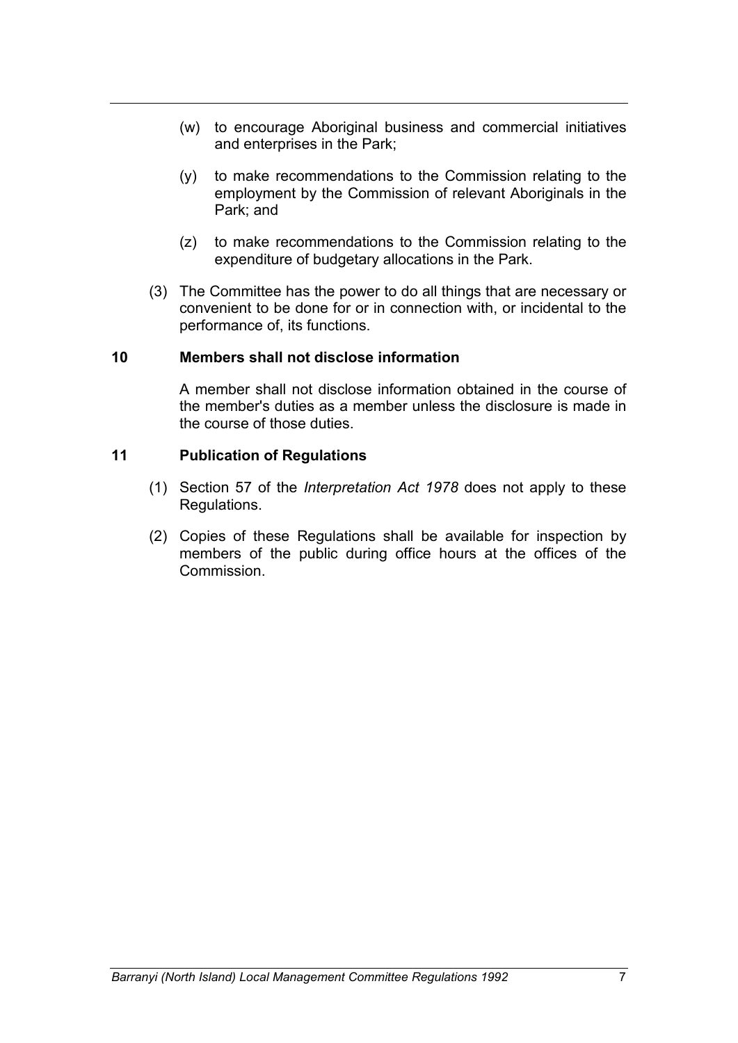(w) to encourage Aboriginal business and commercial initiatives and enterprises in the Park;

(y) to make recommendations to the Commission relating to the employment by the Commission of relevant Aboriginals in the Park; and

(z) to make recommendations to the Commission relating to the expenditure of budgetary allocations in the Park.

(3) The Committee has the power to do all things that are necessary or convenient to be done for or in connection with, or incidental to the performance of, its functions.

### 10 Members shall not disclose information

A member shall not disclose information obtained in the course of the member's duties as a member unless the disclosure is made in the course of those duties.

### 11 Publication of Regulations

(1) Section 57 of the *Interpretation Act 1978* does not apply to these Regulations.

(2) Copies of these Regulations shall be available for inspection by members of the public during office hours at the offices of the Commission.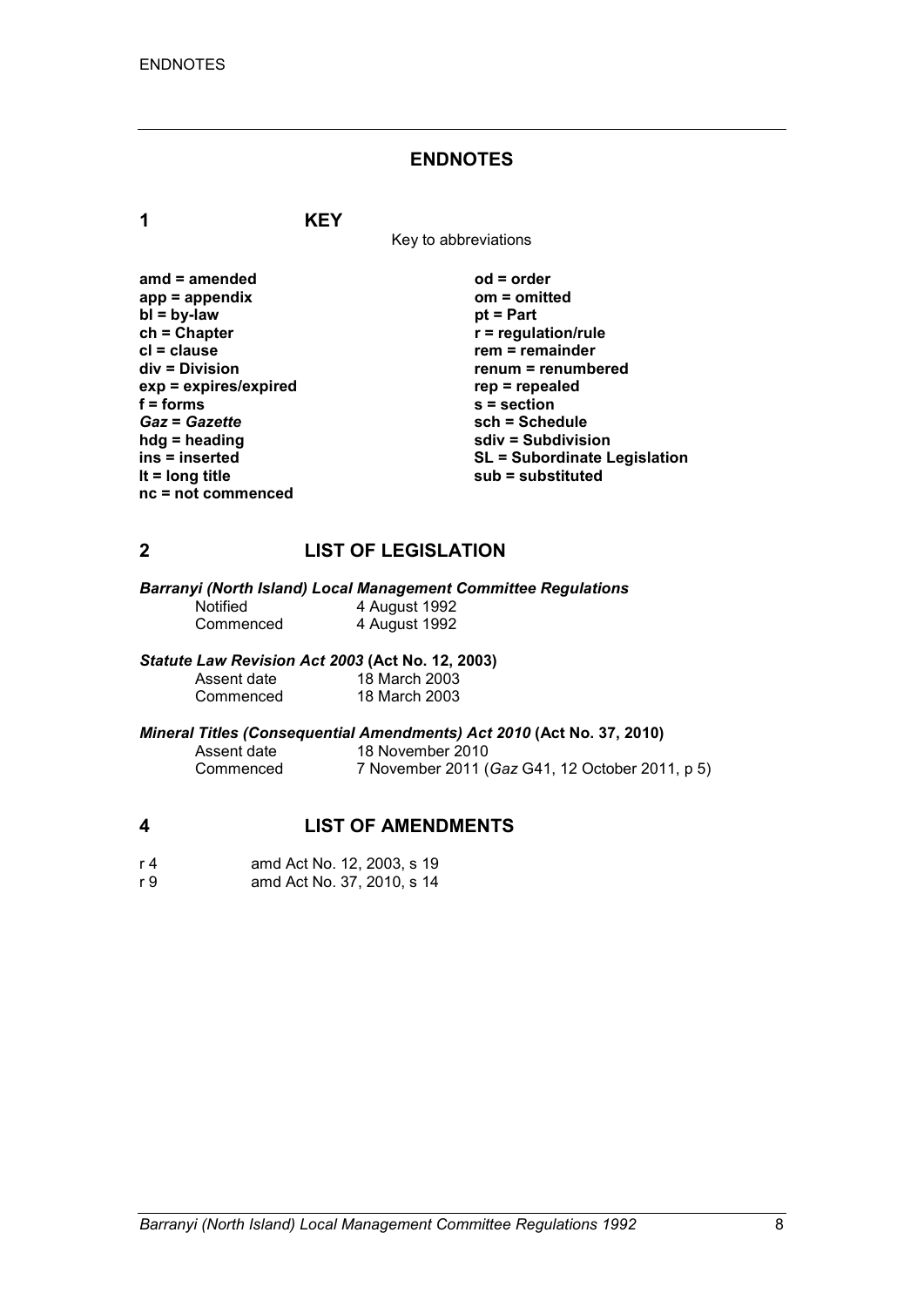# ENDNOTES

## 1 KEY

Key to abbreviations

**amd = amended**
**app = appendix**
**bl = by-law**
**ch = Chapter**
**cl = clause**
**div = Division**
**exp = expires/expired**
**f = forms**
***Gaz* = *Gazette***
**hdg = heading**
**ins = inserted**
**lt = long title**
**nc = not commenced**
**od = order**
**om = omitted**
**pt = Part**
**r = regulation/rule**
**rem = remainder**
**renum = renumbered**
**rep = repealed**
**s = section**
**sch = Schedule**
**sdiv = Subdivision**
**SL = Subordinate Legislation**
**sub = substituted**

## 2 LIST OF LEGISLATION

***Barranyi (North Island) Local Management Committee Regulations***

Notified 4 August 1992
Commenced 4 August 1992

***Statute Law Revision Act 2003* (Act No. 12, 2003)**

Assent date 18 March 2003
Commenced 18 March 2003

***Mineral Titles (Consequential Amendments) Act 2010* (Act No. 37, 2010)**

Assent date 18 November 2010
Commenced 7 November 2011 (*Gaz* G41, 12 October 2011, p 5)

## 4 LIST OF AMENDMENTS

r 4 amd Act No. 12, 2003, s 19
r 9 amd Act No. 37, 2010, s 14